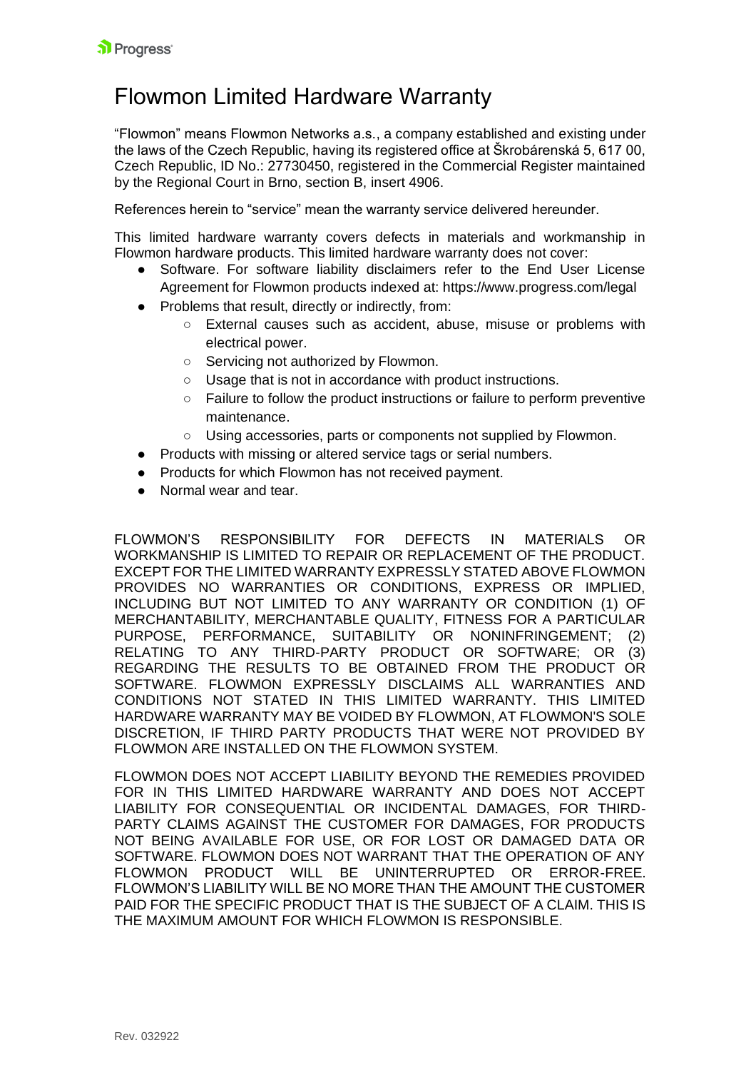# Flowmon Limited Hardware Warranty

"Flowmon" means Flowmon Networks a.s., a company established and existing under the laws of the Czech Republic, having its registered office at Škrobárenská 5, 617 00, Czech Republic, ID No.: 27730450, registered in the Commercial Register maintained by the Regional Court in Brno, section B, insert 4906.

References herein to "service" mean the warranty service delivered hereunder.

This limited hardware warranty covers defects in materials and workmanship in Flowmon hardware products. This limited hardware warranty does not cover:

- Software. For software liability disclaimers refer to the End User License Agreement for Flowmon products indexed at: https://www.progress.com/legal
- Problems that result, directly or indirectly, from:
    - External causes such as accident, abuse, misuse or problems with electrical power.
    - Servicing not authorized by Flowmon.
    - Usage that is not in accordance with product instructions.
    - Failure to follow the product instructions or failure to perform preventive maintenance.
    - Using accessories, parts or components not supplied by Flowmon.
- Products with missing or altered service tags or serial numbers.
- Products for which Flowmon has not received payment.
- Normal wear and tear.

FLOWMON'S RESPONSIBILITY FOR DEFECTS IN MATERIALS OR WORKMANSHIP IS LIMITED TO REPAIR OR REPLACEMENT OF THE PRODUCT. EXCEPT FOR THE LIMITED WARRANTY EXPRESSLY STATED ABOVE FLOWMON PROVIDES NO WARRANTIES OR CONDITIONS, EXPRESS OR IMPLIED, INCLUDING BUT NOT LIMITED TO ANY WARRANTY OR CONDITION (1) OF MERCHANTABILITY, MERCHANTABLE QUALITY, FITNESS FOR A PARTICULAR PURPOSE, PERFORMANCE, SUITABILITY OR NONINFRINGEMENT; (2) RELATING TO ANY THIRD-PARTY PRODUCT OR SOFTWARE; OR (3) REGARDING THE RESULTS TO BE OBTAINED FROM THE PRODUCT OR SOFTWARE. FLOWMON EXPRESSLY DISCLAIMS ALL WARRANTIES AND CONDITIONS NOT STATED IN THIS LIMITED WARRANTY. THIS LIMITED HARDWARE WARRANTY MAY BE VOIDED BY FLOWMON, AT FLOWMON'S SOLE DISCRETION, IF THIRD PARTY PRODUCTS THAT WERE NOT PROVIDED BY FLOWMON ARE INSTALLED ON THE FLOWMON SYSTEM.

FLOWMON DOES NOT ACCEPT LIABILITY BEYOND THE REMEDIES PROVIDED FOR IN THIS LIMITED HARDWARE WARRANTY AND DOES NOT ACCEPT LIABILITY FOR CONSEQUENTIAL OR INCIDENTAL DAMAGES, FOR THIRD-PARTY CLAIMS AGAINST THE CUSTOMER FOR DAMAGES, FOR PRODUCTS NOT BEING AVAILABLE FOR USE, OR FOR LOST OR DAMAGED DATA OR SOFTWARE. FLOWMON DOES NOT WARRANT THAT THE OPERATION OF ANY FLOWMON PRODUCT WILL BE UNINTERRUPTED OR ERROR-FREE. FLOWMON'S LIABILITY WILL BE NO MORE THAN THE AMOUNT THE CUSTOMER PAID FOR THE SPECIFIC PRODUCT THAT IS THE SUBJECT OF A CLAIM. THIS IS THE MAXIMUM AMOUNT FOR WHICH FLOWMON IS RESPONSIBLE.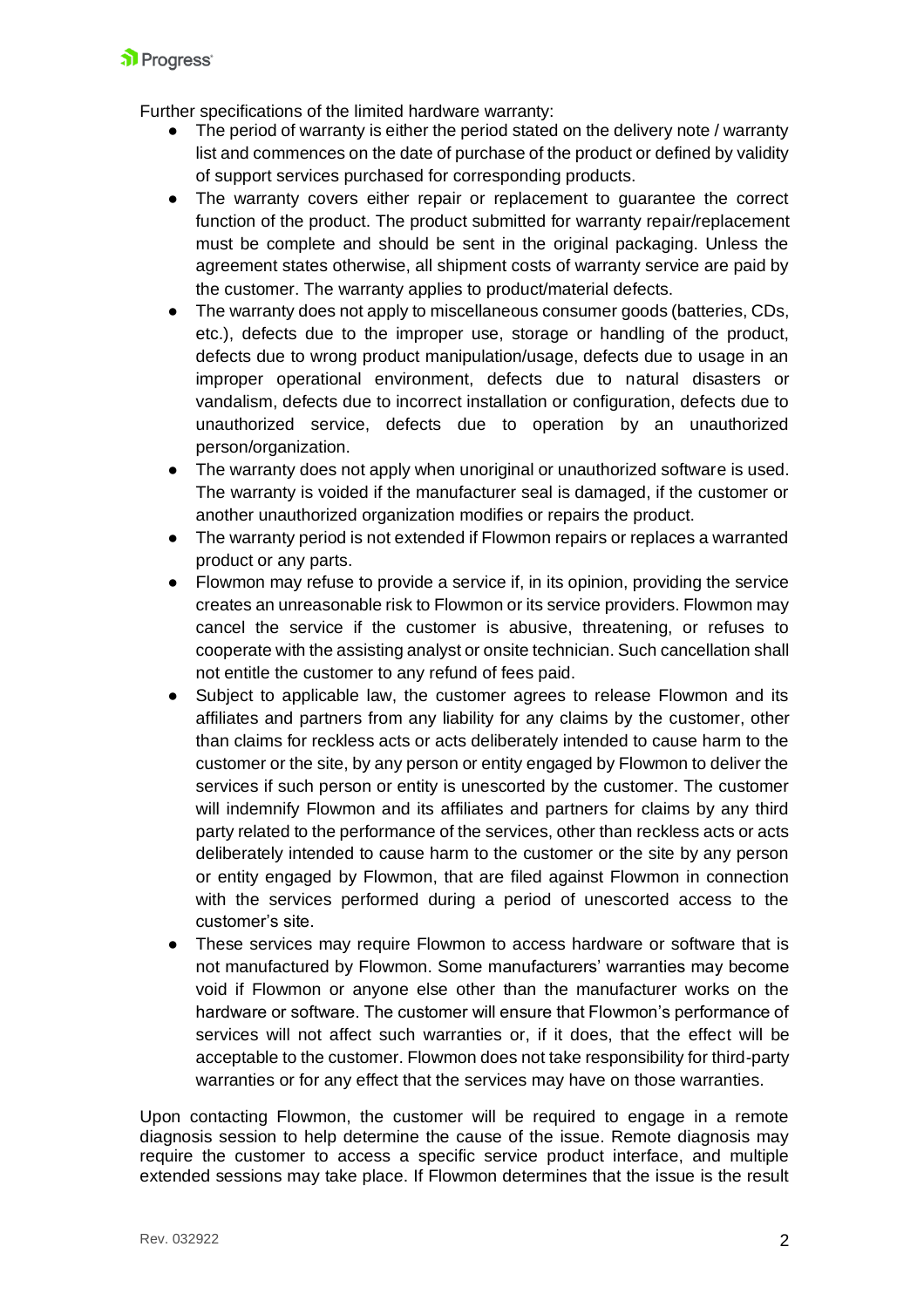Further specifications of the limited hardware warranty:

- The period of warranty is either the period stated on the delivery note / warranty list and commences on the date of purchase of the product or defined by validity of support services purchased for corresponding products.
- The warranty covers either repair or replacement to guarantee the correct function of the product. The product submitted for warranty repair/replacement must be complete and should be sent in the original packaging. Unless the agreement states otherwise, all shipment costs of warranty service are paid by the customer. The warranty applies to product/material defects.
- The warranty does not apply to miscellaneous consumer goods (batteries, CDs, etc.), defects due to the improper use, storage or handling of the product, defects due to wrong product manipulation/usage, defects due to usage in an improper operational environment, defects due to natural disasters or vandalism, defects due to incorrect installation or configuration, defects due to unauthorized service, defects due to operation by an unauthorized person/organization.
- The warranty does not apply when unoriginal or unauthorized software is used. The warranty is voided if the manufacturer seal is damaged, if the customer or another unauthorized organization modifies or repairs the product.
- The warranty period is not extended if Flowmon repairs or replaces a warranted product or any parts.
- Flowmon may refuse to provide a service if, in its opinion, providing the service creates an unreasonable risk to Flowmon or its service providers. Flowmon may cancel the service if the customer is abusive, threatening, or refuses to cooperate with the assisting analyst or onsite technician. Such cancellation shall not entitle the customer to any refund of fees paid.
- Subject to applicable law, the customer agrees to release Flowmon and its affiliates and partners from any liability for any claims by the customer, other than claims for reckless acts or acts deliberately intended to cause harm to the customer or the site, by any person or entity engaged by Flowmon to deliver the services if such person or entity is unescorted by the customer. The customer will indemnify Flowmon and its affiliates and partners for claims by any third party related to the performance of the services, other than reckless acts or acts deliberately intended to cause harm to the customer or the site by any person or entity engaged by Flowmon, that are filed against Flowmon in connection with the services performed during a period of unescorted access to the customer's site.
- These services may require Flowmon to access hardware or software that is not manufactured by Flowmon. Some manufacturers' warranties may become void if Flowmon or anyone else other than the manufacturer works on the hardware or software. The customer will ensure that Flowmon's performance of services will not affect such warranties or, if it does, that the effect will be acceptable to the customer. Flowmon does not take responsibility for third-party warranties or for any effect that the services may have on those warranties.

Upon contacting Flowmon, the customer will be required to engage in a remote diagnosis session to help determine the cause of the issue. Remote diagnosis may require the customer to access a specific service product interface, and multiple extended sessions may take place. If Flowmon determines that the issue is the result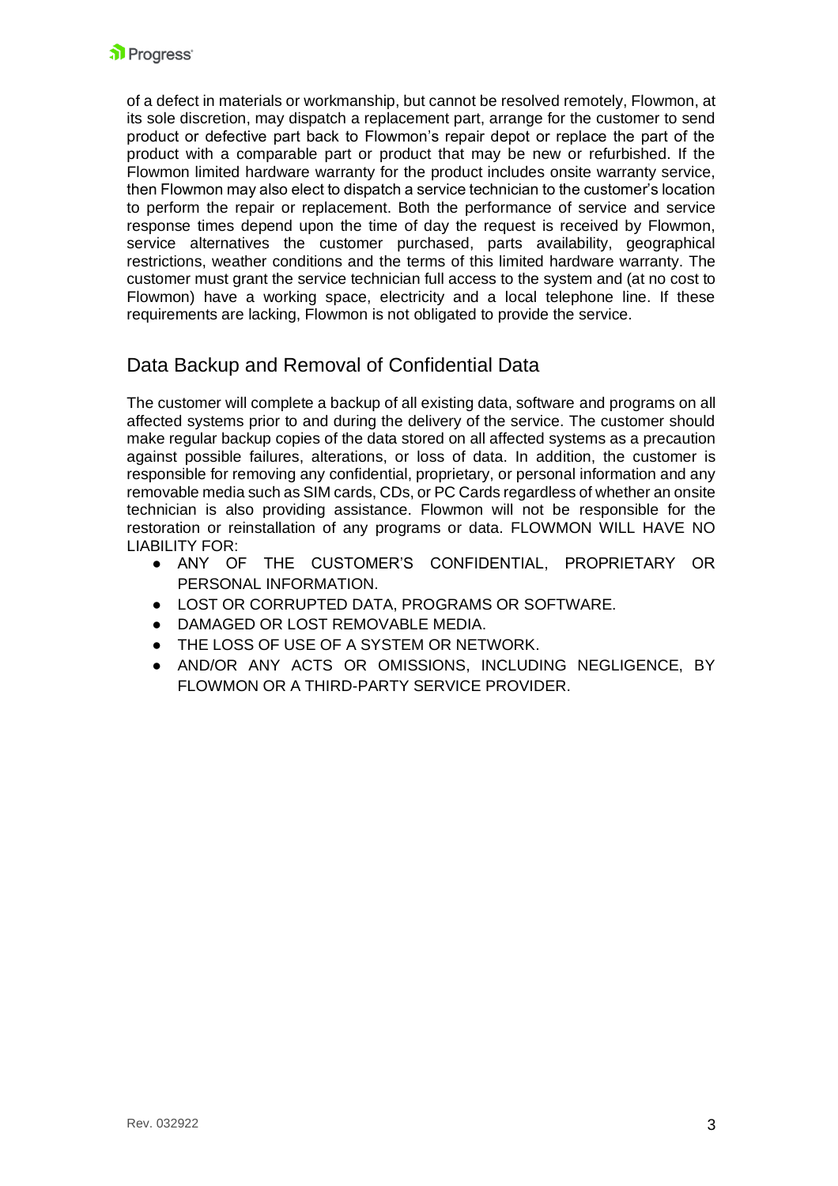of a defect in materials or workmanship, but cannot be resolved remotely, Flowmon, at its sole discretion, may dispatch a replacement part, arrange for the customer to send product or defective part back to Flowmon's repair depot or replace the part of the product with a comparable part or product that may be new or refurbished. If the Flowmon limited hardware warranty for the product includes onsite warranty service, then Flowmon may also elect to dispatch a service technician to the customer's location to perform the repair or replacement. Both the performance of service and service response times depend upon the time of day the request is received by Flowmon, service alternatives the customer purchased, parts availability, geographical restrictions, weather conditions and the terms of this limited hardware warranty. The customer must grant the service technician full access to the system and (at no cost to Flowmon) have a working space, electricity and a local telephone line. If these requirements are lacking, Flowmon is not obligated to provide the service.

## Data Backup and Removal of Confidential Data

The customer will complete a backup of all existing data, software and programs on all affected systems prior to and during the delivery of the service. The customer should make regular backup copies of the data stored on all affected systems as a precaution against possible failures, alterations, or loss of data. In addition, the customer is responsible for removing any confidential, proprietary, or personal information and any removable media such as SIM cards, CDs, or PC Cards regardless of whether an onsite technician is also providing assistance. Flowmon will not be responsible for the restoration or reinstallation of any programs or data. FLOWMON WILL HAVE NO LIABILITY FOR:

- ANY OF THE CUSTOMER'S CONFIDENTIAL, PROPRIETARY OR PERSONAL INFORMATION.
- LOST OR CORRUPTED DATA, PROGRAMS OR SOFTWARE.
- DAMAGED OR LOST REMOVABLE MEDIA.
- THE LOSS OF USE OF A SYSTEM OR NETWORK.
- AND/OR ANY ACTS OR OMISSIONS, INCLUDING NEGLIGENCE, BY FLOWMON OR A THIRD-PARTY SERVICE PROVIDER.